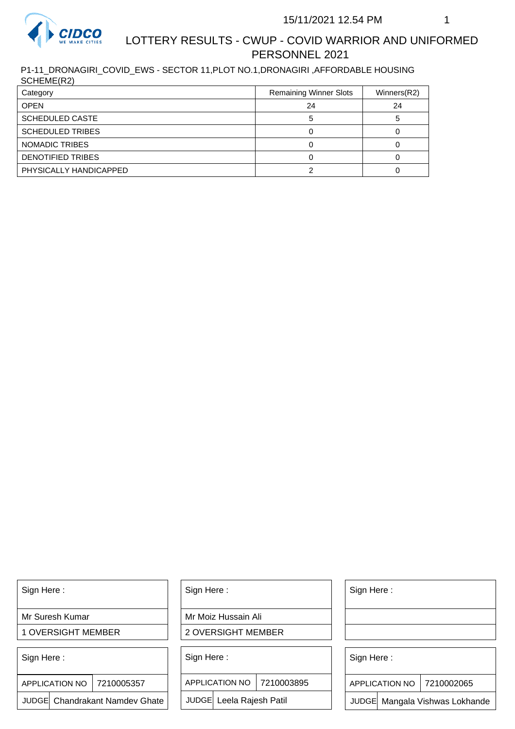15/11/2021 12.54 PM

# LOTTERY RESULTS - CWUP - COVID WARRIOR AND UNIFORMED PERSONNEL 2021

P1-11_DRONAGIRI_COVID_EWS - SECTOR 11,PLOT NO.1,DRONAGIRI ,AFFORDABLE HOUSING SCHEME(R2)

| Category | Remaining Winner Slots | Winners(R2) |
|---|---|---|
| OPEN | 24 | 24 |
| SCHEDULED CASTE | 5 | 5 |
| SCHEDULED TRIBES | 0 | 0 |
| NOMADIC TRIBES | 0 | 0 |
| DENOTIFIED TRIBES | 0 | 0 |
| PHYSICALLY HANDICAPPED | 2 | 0 |

| Sign Here : | Sign Here : | Sign Here : |
|---|---|---|
| Mr Suresh Kumar | Mr Moiz Hussain Ali | |
| 1 OVERSIGHT MEMBER | 2 OVERSIGHT MEMBER | |

| Sign Here : | | Sign Here : | | Sign Here : | |
|---|---|---|---|---|---|
| APPLICATION NO | 7210005357 | APPLICATION NO | 7210003895 | APPLICATION NO | 7210002065 |
| JUDGE | Chandrakant Namdev Ghate | JUDGE | Leela Rajesh Patil | JUDGE | Mangala Vishwas Lokhande |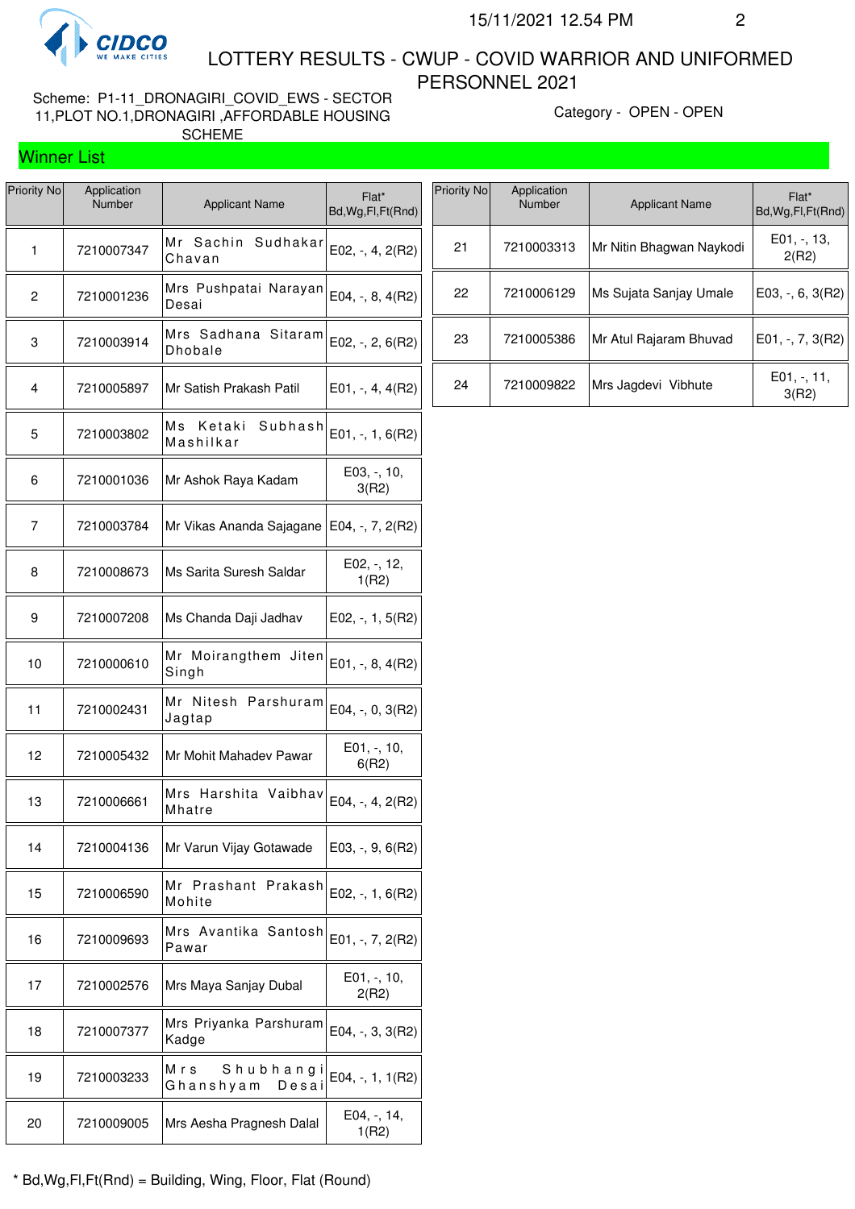# LOTTERY RESULTS - CWUP - COVID WARRIOR AND UNIFORMED PERSONNEL 2021

Scheme: P1-11_DRONAGIRI_COVID_EWS - SECTOR 11,PLOT NO.1,DRONAGIRI ,AFFORDABLE HOUSING SCHEME

Category - OPEN - OPEN

## Winner List

| Priority No | Application Number | Applicant Name | Flat* Bd,Wg,Fl,Ft(Rnd) |
|---|---|---|---|
| 1 | 7210007347 | Mr Sachin Sudhakar Chavan | E02, -, 4, 2(R2) |
| 2 | 7210001236 | Mrs Pushpatai Narayan Desai | E04, -, 8, 4(R2) |
| 3 | 7210003914 | Mrs Sadhana Sitaram Dhobale | E02, -, 2, 6(R2) |
| 4 | 7210005897 | Mr Satish Prakash Patil | E01, -, 4, 4(R2) |
| 5 | 7210003802 | Ms Ketaki Subhash Mashilkar | E01, -, 1, 6(R2) |
| 6 | 7210001036 | Mr Ashok Raya Kadam | E03, -, 10, 3(R2) |
| 7 | 7210003784 | Mr Vikas Ananda Sajagane | E04, -, 7, 2(R2) |
| 8 | 7210008673 | Ms Sarita Suresh Saldar | E02, -, 12, 1(R2) |
| 9 | 7210007208 | Ms Chanda Daji Jadhav | E02, -, 1, 5(R2) |
| 10 | 7210000610 | Mr Moirangthem Jiten Singh | E01, -, 8, 4(R2) |
| 11 | 7210002431 | Mr Nitesh Parshuram Jagtap | E04, -, 0, 3(R2) |
| 12 | 7210005432 | Mr Mohit Mahadev Pawar | E01, -, 10, 6(R2) |
| 13 | 7210006661 | Mrs Harshita Vaibhav Mhatre | E04, -, 4, 2(R2) |
| 14 | 7210004136 | Mr Varun Vijay Gotawade | E03, -, 9, 6(R2) |
| 15 | 7210006590 | Mr Prashant Prakash Mohite | E02, -, 1, 6(R2) |
| 16 | 7210009693 | Mrs Avantika Santosh Pawar | E01, -, 7, 2(R2) |
| 17 | 7210002576 | Mrs Maya Sanjay Dubal | E01, -, 10, 2(R2) |
| 18 | 7210007377 | Mrs Priyanka Parshuram Kadge | E04, -, 3, 3(R2) |
| 19 | 7210003233 | Mrs Shubhangi Ghanshyam Desai | E04, -, 1, 1(R2) |
| 20 | 7210009005 | Mrs Aesha Pragnesh Dalal | E04, -, 14, 1(R2) |
| 21 | 7210003313 | Mr Nitin Bhagwan Naykodi | E01, -, 13, 2(R2) |
| 22 | 7210006129 | Ms Sujata Sanjay Umale | E03, -, 6, 3(R2) |
| 23 | 7210005386 | Mr Atul Rajaram Bhuvad | E01, -, 7, 3(R2) |
| 24 | 7210009822 | Mrs Jagdevi Vibhute | E01, -, 11, 3(R2) |

* Bd,Wg,Fl,Ft(Rnd) = Building, Wing, Floor, Flat (Round)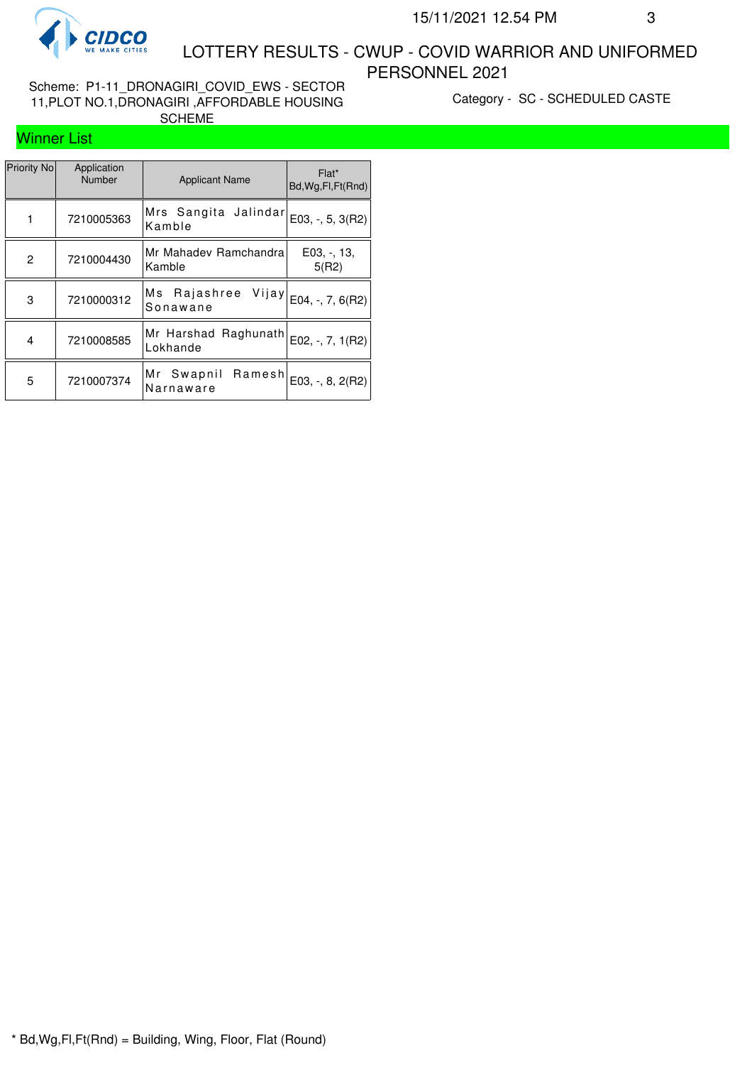CIDCO
WE MAKE CITIES

# LOTTERY RESULTS - CWUP - COVID WARRIOR AND UNIFORMED PERSONNEL 2021

Scheme: P1-11_DRONAGIRI_COVID_EWS - SECTOR 11,PLOT NO.1,DRONAGIRI ,AFFORDABLE HOUSING SCHEME

Category - SC - SCHEDULED CASTE

## Winner List

| Priority No | Application Number | Applicant Name | Flat* Bd,Wg,Fl,Ft(Rnd) |
|---|---|---|---|
| 1 | 7210005363 | Mrs Sangita Jalindar Kamble | E03, -, 5, 3(R2) |
| 2 | 7210004430 | Mr Mahadev Ramchandra Kamble | E03, -, 13, 5(R2) |
| 3 | 7210000312 | Ms Rajashree Vijay Sonawane | E04, -, 7, 6(R2) |
| 4 | 7210008585 | Mr Harshad Raghunath Lokhande | E02, -, 7, 1(R2) |
| 5 | 7210007374 | Mr Swapnil Ramesh Narnaware | E03, -, 8, 2(R2) |

* Bd,Wg,Fl,Ft(Rnd) = Building, Wing, Floor, Flat (Round)